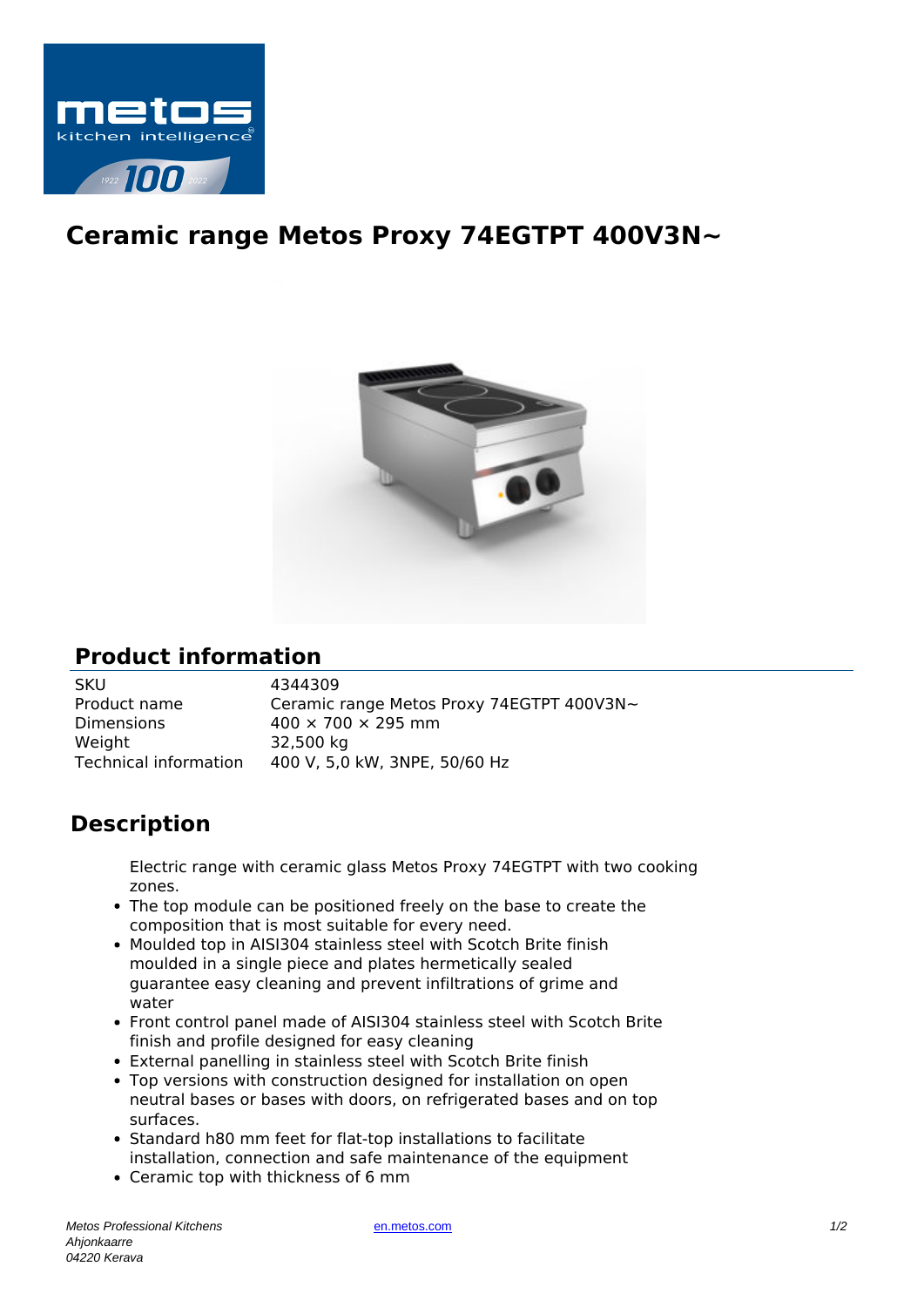# Ceramic range Metos Proxy 74EGTPT 400V3N~

## Product information

| | |
|---|---|
| SKU | 4344309 |
| Product name | Ceramic range Metos Proxy 74EGTPT 400V3N~ |
| Dimensions | 400 × 700 × 295 mm |
| Weight | 32,500 kg |
| Technical information | 400 V, 5,0 kW, 3NPE, 50/60 Hz |

## Description

Electric range with ceramic glass Metos Proxy 74EGTPT with two cooking zones.

- The top module can be positioned freely on the base to create the composition that is most suitable for every need.
- Moulded top in AISI304 stainless steel with Scotch Brite finish moulded in a single piece and plates hermetically sealed guarantee easy cleaning and prevent infiltrations of grime and water
- Front control panel made of AISI304 stainless steel with Scotch Brite finish and profile designed for easy cleaning
- External panelling in stainless steel with Scotch Brite finish
- Top versions with construction designed for installation on open neutral bases or bases with doors, on refrigerated bases and on top surfaces.
- Standard h80 mm feet for flat-top installations to facilitate installation, connection and safe maintenance of the equipment
- Ceramic top with thickness of 6 mm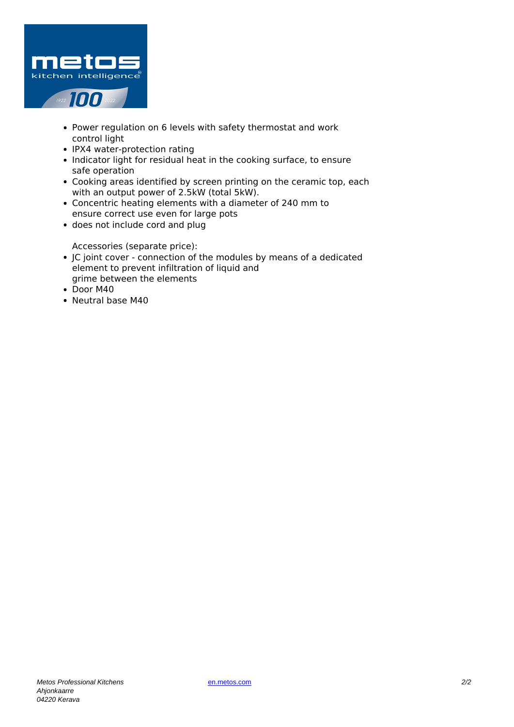- Power regulation on 6 levels with safety thermostat and work control light
- IPX4 water-protection rating
- Indicator light for residual heat in the cooking surface, to ensure safe operation
- Cooking areas identified by screen printing on the ceramic top, each with an output power of 2.5kW (total 5kW).
- Concentric heating elements with a diameter of 240 mm to ensure correct use even for large pots
- does not include cord and plug

Accessories (separate price):

- JC joint cover - connection of the modules by means of a dedicated element to prevent infiltration of liquid and grime between the elements
- Door M40
- Neutral base M40